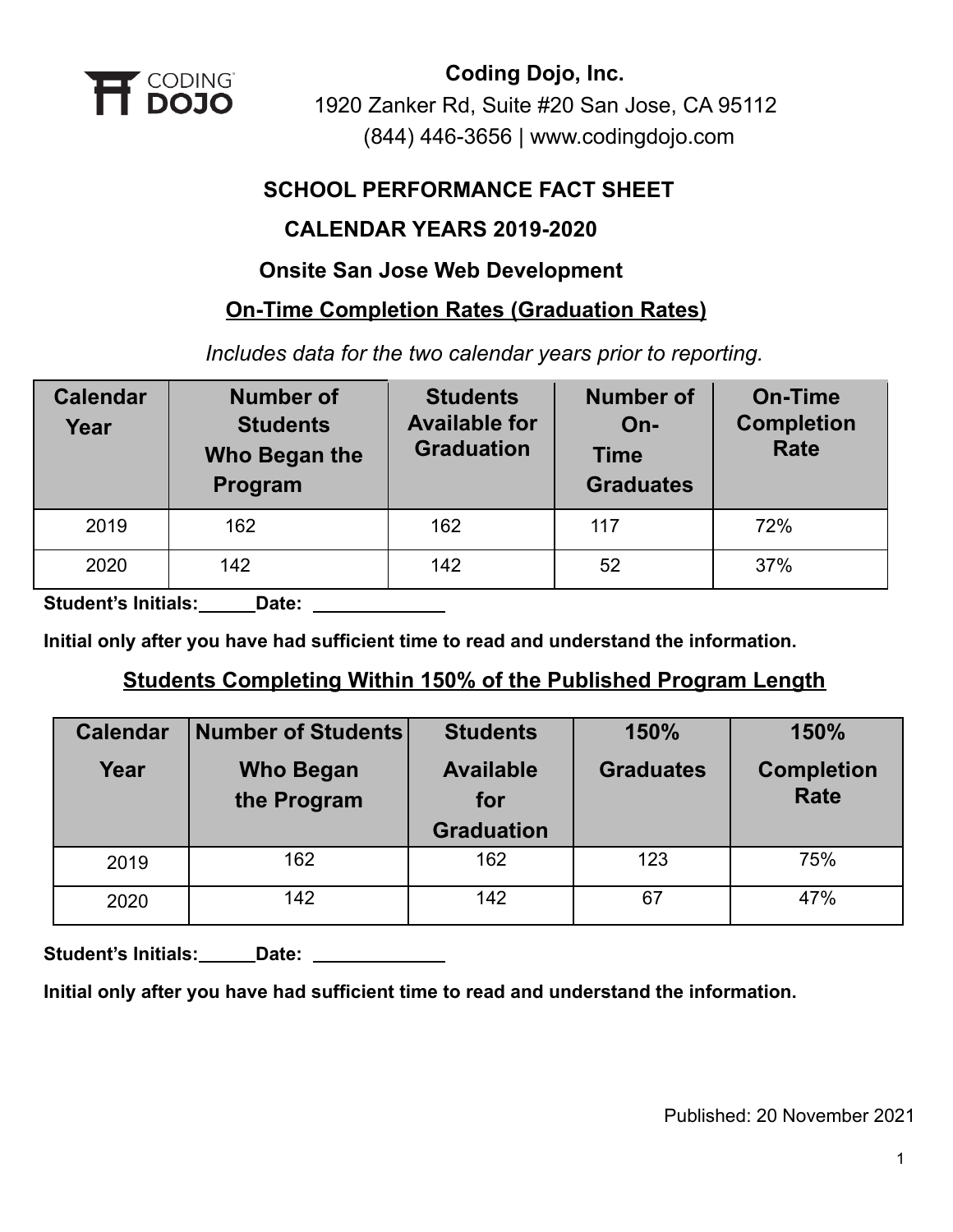**Coding Dojo, Inc.**

1920 Zanker Rd, Suite #20 San Jose, CA 95112

(844) 446-3656 | www.codingdojo.com

# SCHOOL PERFORMANCE FACT SHEET

## CALENDAR YEARS 2019-2020

## Onsite San Jose Web Development

## On-Time Completion Rates (Graduation Rates)

*Includes data for the two calendar years prior to reporting.*

| Calendar Year | Number of Students Who Began the Program | Students Available for Graduation | Number of On-Time Graduates | On-Time Completion Rate |
|---|---|---|---|---|
| 2019 | 162 | 162 | 117 | 72% |
| 2020 | 142 | 142 | 52 | 37% |

**Student's Initials:______Date: ____________**

**Initial only after you have had sufficient time to read and understand the information.**

## Students Completing Within 150% of the Published Program Length

| Calendar Year | Number of Students Who Began the Program | Students Available for Graduation | 150% Graduates | 150% Completion Rate |
|---|---|---|---|---|
| 2019 | 162 | 162 | 123 | 75% |
| 2020 | 142 | 142 | 67 | 47% |

**Student's Initials:______Date: ____________**

**Initial only after you have had sufficient time to read and understand the information.**

Published: 20 November 2021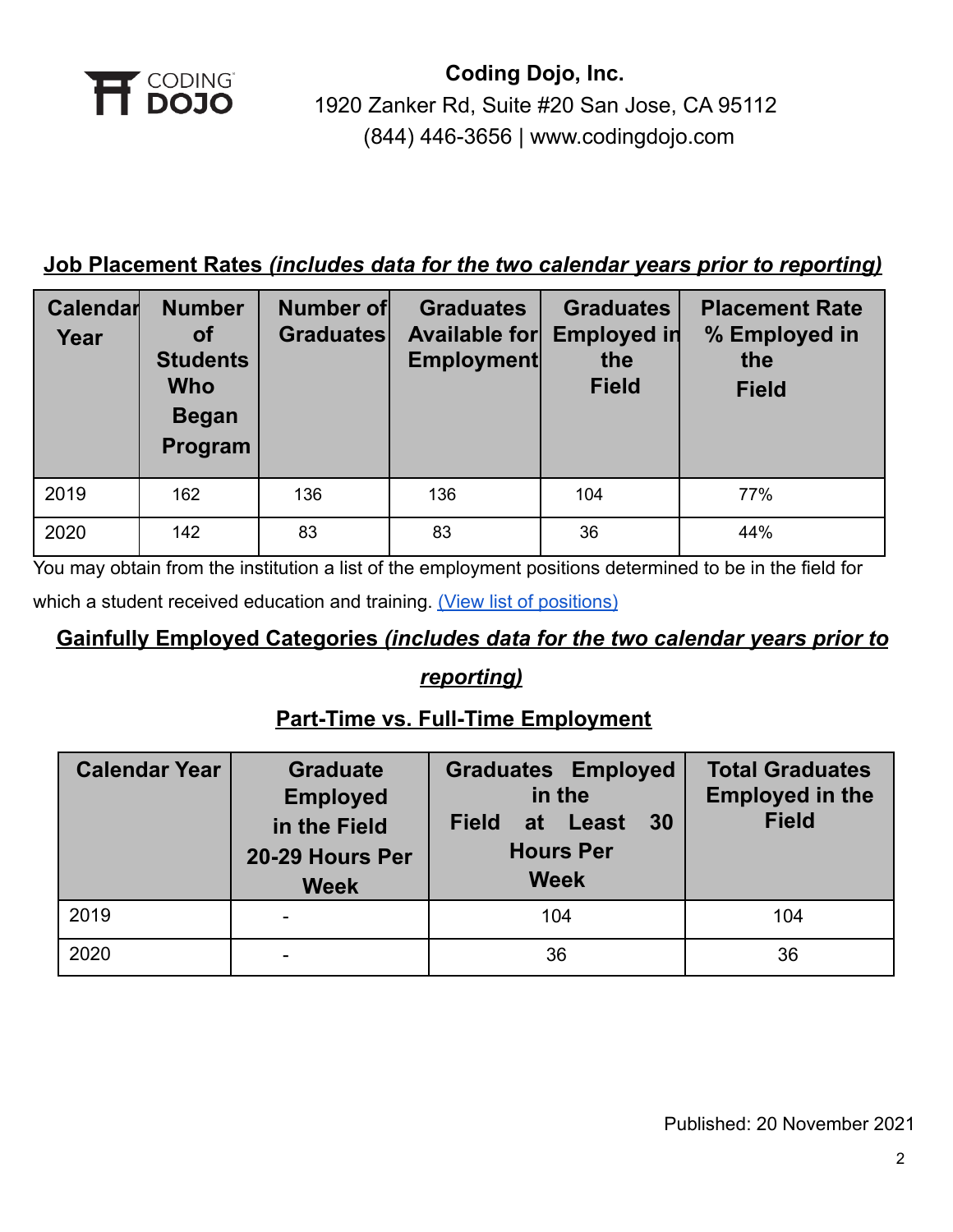**Coding Dojo, Inc.**
1920 Zanker Rd, Suite #20 San Jose, CA 95112
(844) 446-3656 | www.codingdojo.com

## Job Placement Rates *(includes data for the two calendar years prior to reporting)*

| Calendar Year | Number of Students Who Began Program | Number of Graduates | Graduates Available for Employment | Graduates Employed in the Field | Placement Rate % Employed in the Field |
|---|---|---|---|---|---|
| 2019 | 162 | 136 | 136 | 104 | 77% |
| 2020 | 142 | 83 | 83 | 36 | 44% |

You may obtain from the institution a list of the employment positions determined to be in the field for which a student received education and training. (View list of positions)

## Gainfully Employed Categories *(includes data for the two calendar years prior to reporting)*

### Part-Time vs. Full-Time Employment

| Calendar Year | Graduate Employed in the Field 20-29 Hours Per Week | Graduates Employed in the Field at Least 30 Hours Per Week | Total Graduates Employed in the Field |
|---|---|---|---|
| 2019 | - | 104 | 104 |
| 2020 | - | 36 | 36 |

Published: 20 November 2021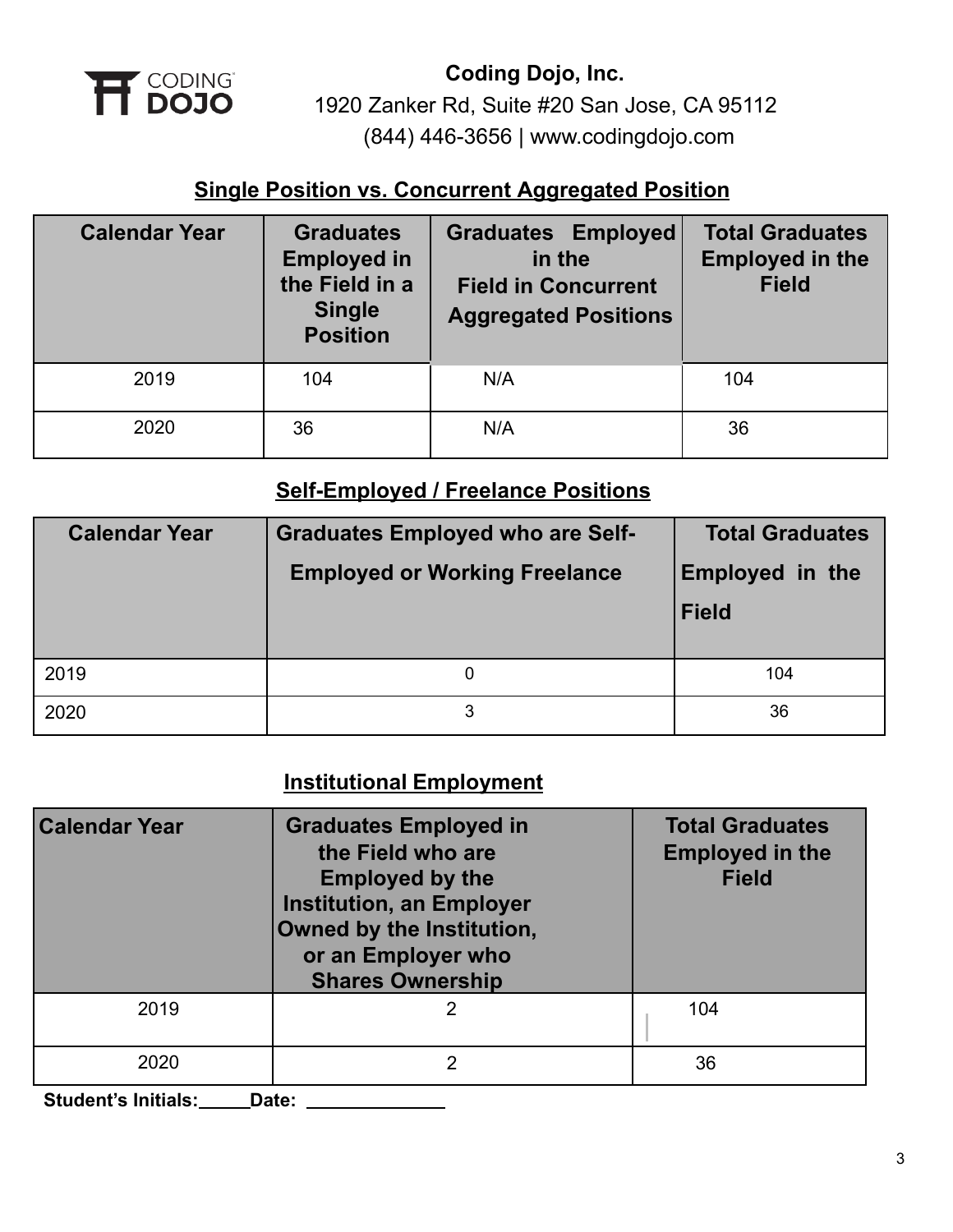**Coding Dojo, Inc.**

1920 Zanker Rd, Suite #20 San Jose, CA 95112

(844) 446-3656 | www.codingdojo.com

## Single Position vs. Concurrent Aggregated Position

| Calendar Year | Graduates Employed in the Field in a Single Position | Graduates Employed in the Field in Concurrent Aggregated Positions | Total Graduates Employed in the Field |
|---|---|---|---|
| 2019 | 104 | N/A | 104 |
| 2020 | 36 | N/A | 36 |

## Self-Employed / Freelance Positions

| Calendar Year | Graduates Employed who are Self-Employed or Working Freelance | Total Graduates Employed in the Field |
|---|---|---|
| 2019 | 0 | 104 |
| 2020 | 3 | 36 |

## Institutional Employment

| Calendar Year | Graduates Employed in the Field who are Employed by the Institution, an Employer Owned by the Institution, or an Employer who Shares Ownership | Total Graduates Employed in the Field |
|---|---|---|
| 2019 | 2 | 104 |
| 2020 | 2 | 36 |

**Student's Initials:\_\_\_\_\_Date: \_\_\_\_\_\_\_\_\_\_\_\_\_\_**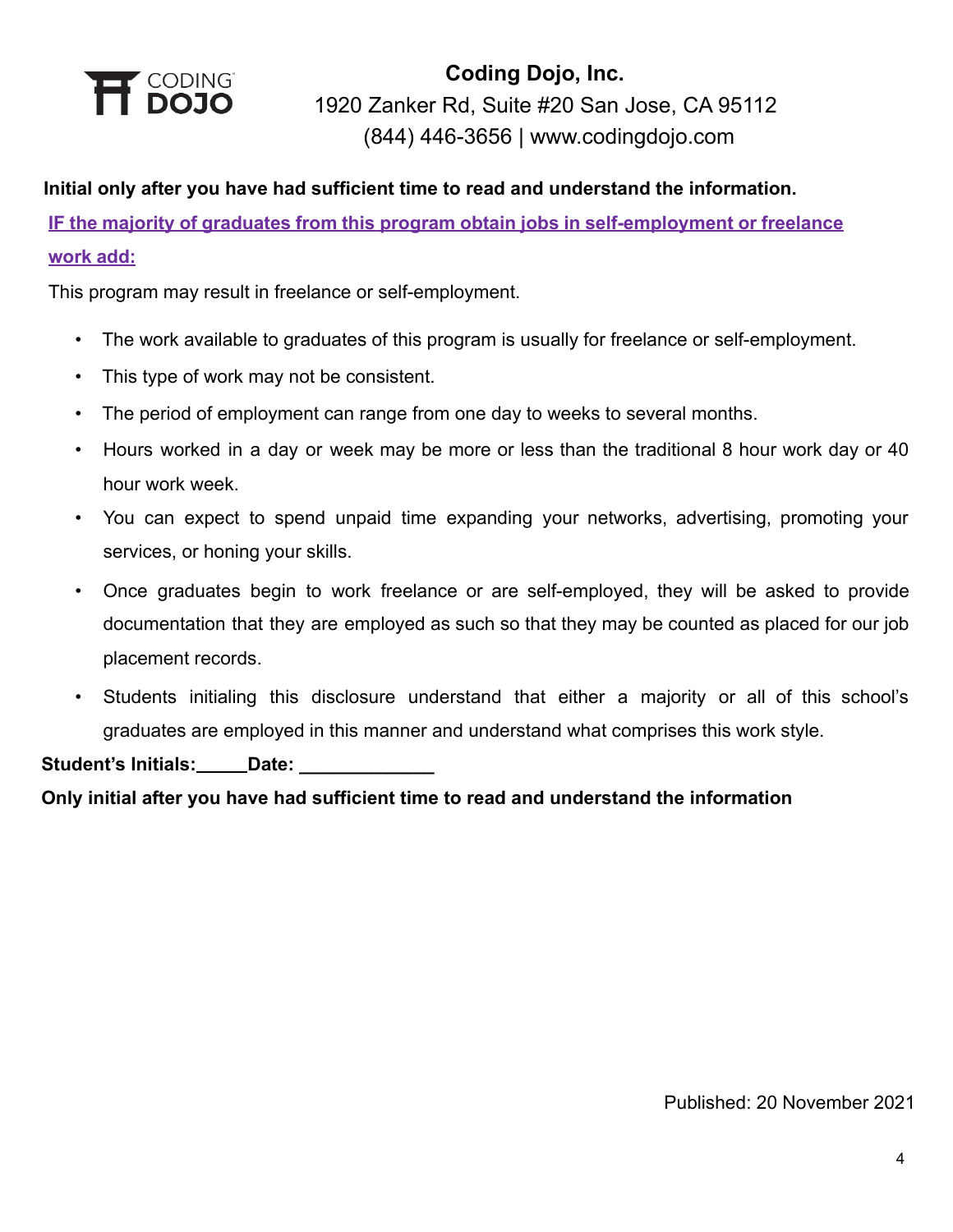**Coding Dojo, Inc.**

1920 Zanker Rd, Suite #20 San Jose, CA 95112

(844) 446-3656 | www.codingdojo.com

**Initial only after you have had sufficient time to read and understand the information.**

**IF the majority of graduates from this program obtain jobs in self-employment or freelance work add:**

This program may result in freelance or self-employment.

- The work available to graduates of this program is usually for freelance or self-employment.
- This type of work may not be consistent.
- The period of employment can range from one day to weeks to several months.
- Hours worked in a day or week may be more or less than the traditional 8 hour work day or 40 hour work week.
- You can expect to spend unpaid time expanding your networks, advertising, promoting your services, or honing your skills.
- Once graduates begin to work freelance or are self-employed, they will be asked to provide documentation that they are employed as such so that they may be counted as placed for our job placement records.
- Students initialing this disclosure understand that either a majority or all of this school's graduates are employed in this manner and understand what comprises this work style.

**Student's Initials:_____Date: _____________**

**Only initial after you have had sufficient time to read and understand the information**

Published: 20 November 2021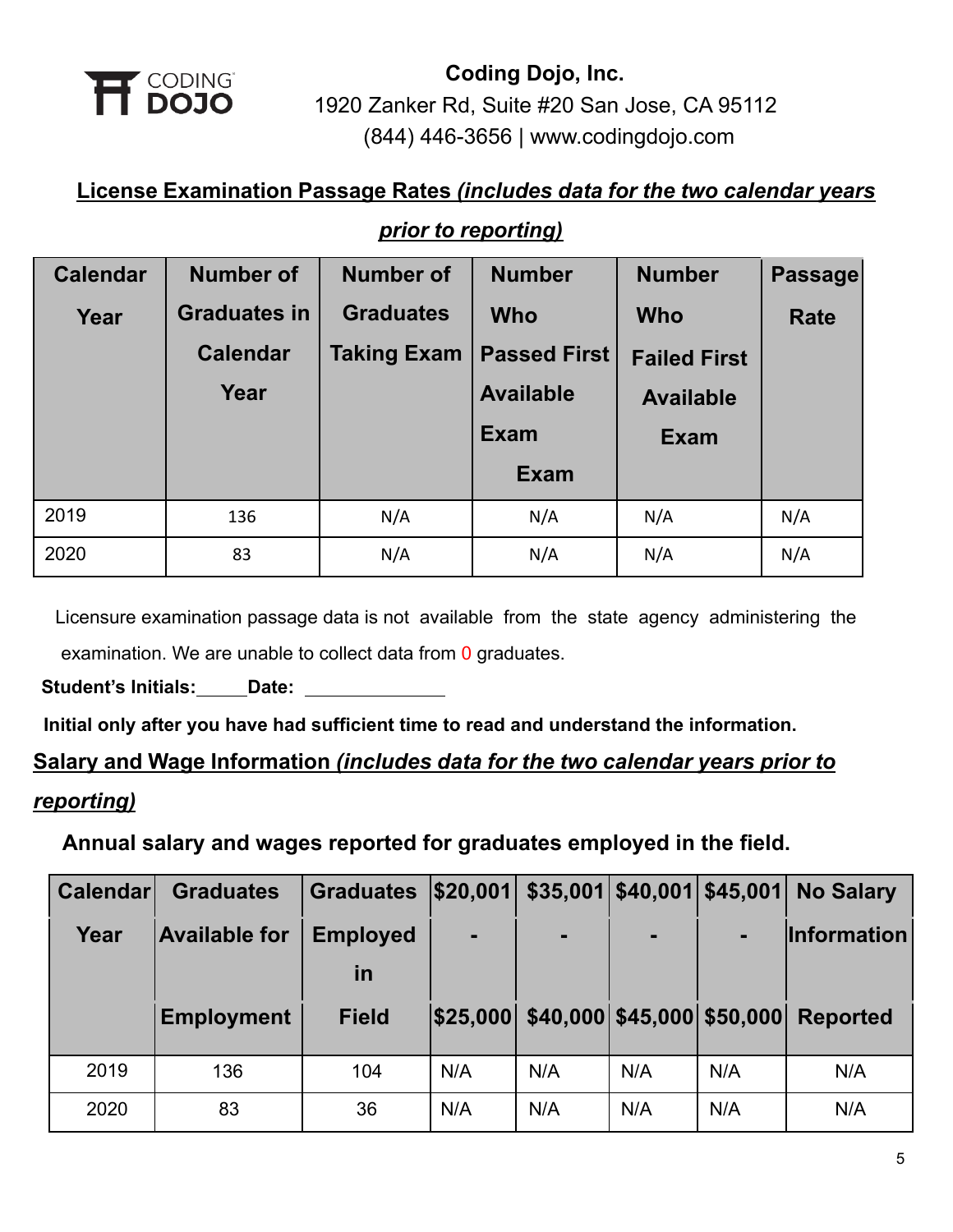**Coding Dojo, Inc.**
1920 Zanker Rd, Suite #20 San Jose, CA 95112
(844) 446-3656 | www.codingdojo.com

**License Examination Passage Rates *(includes data for the two calendar years prior to reporting)***

| Calendar Year | Number of Graduates in Calendar Year | Number of Graduates Taking Exam | Number Who Passed First Available Exam Exam | Number Who Failed First Available Exam | Passage Rate |
|---|---|---|---|---|---|
| 2019 | 136 | N/A | N/A | N/A | N/A |
| 2020 | 83 | N/A | N/A | N/A | N/A |

Licensure examination passage data is not available from the state agency administering the examination. We are unable to collect data from 0 graduates.

**Student's Initials:_____ Date: ______________**

**Initial only after you have had sufficient time to read and understand the information.**

**Salary and Wage Information *(includes data for the two calendar years prior to reporting)***

**Annual salary and wages reported for graduates employed in the field.**

| Calendar Year | Graduates Available for Employment | Graduates Employed in Field | $20,001 - $25,000 | $35,001 - $40,000 | $40,001 - $45,000 | $45,001 - $50,000 | No Salary Information Reported |
|---|---|---|---|---|---|---|---|
| 2019 | 136 | 104 | N/A | N/A | N/A | N/A | N/A |
| 2020 | 83 | 36 | N/A | N/A | N/A | N/A | N/A |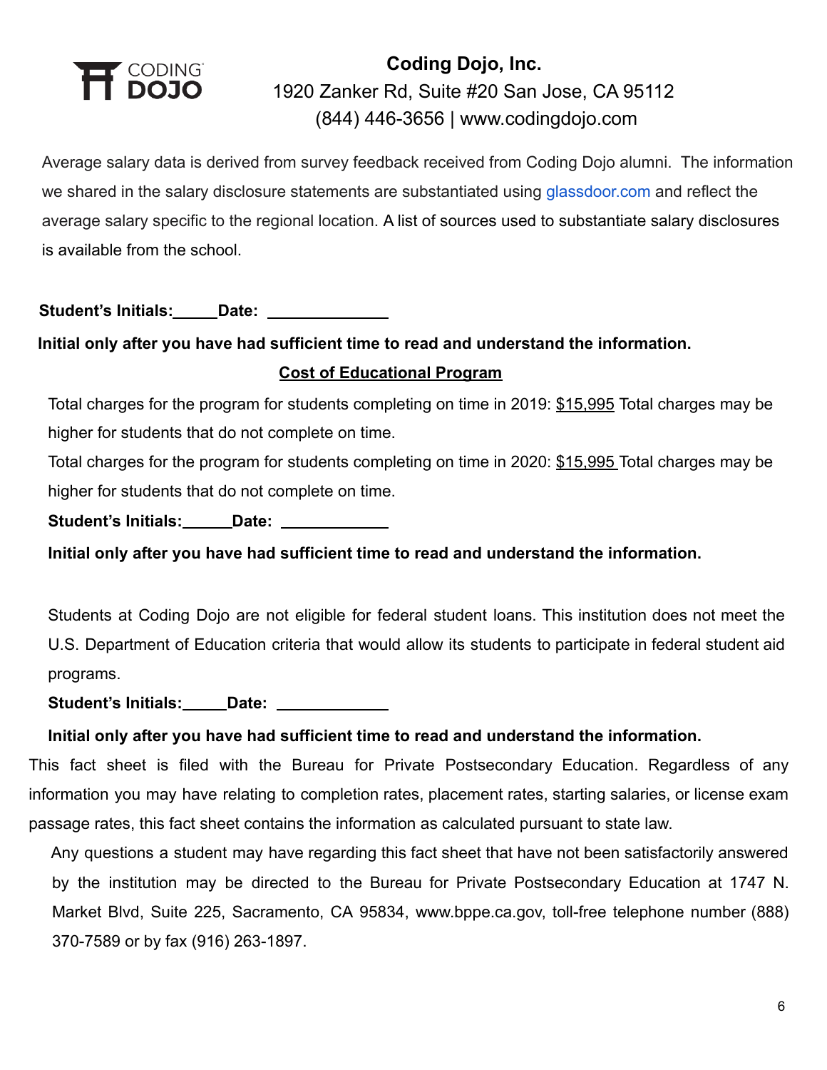**Coding Dojo, Inc.**
1920 Zanker Rd, Suite #20 San Jose, CA 95112
(844) 446-3656 | www.codingdojo.com

Average salary data is derived from survey feedback received from Coding Dojo alumni. The information we shared in the salary disclosure statements are substantiated using glassdoor.com and reflect the average salary specific to the regional location. A list of sources used to substantiate salary disclosures is available from the school.

**Student's Initials:\_\_\_\_\_Date: \_\_\_\_\_\_\_\_\_\_\_\_\_\_**

**Initial only after you have had sufficient time to read and understand the information.**

## Cost of Educational Program

Total charges for the program for students completing on time in 2019: $15,995 Total charges may be higher for students that do not complete on time.

Total charges for the program for students completing on time in 2020: $15,995 Total charges may be higher for students that do not complete on time.

**Student's Initials:\_\_\_\_\_\_Date: \_\_\_\_\_\_\_\_\_\_\_\_\_**

**Initial only after you have had sufficient time to read and understand the information.**

Students at Coding Dojo are not eligible for federal student loans. This institution does not meet the U.S. Department of Education criteria that would allow its students to participate in federal student aid programs.

**Student's Initials:\_\_\_\_\_Date: \_\_\_\_\_\_\_\_\_\_\_\_\_**

**Initial only after you have had sufficient time to read and understand the information.**

This fact sheet is filed with the Bureau for Private Postsecondary Education. Regardless of any information you may have relating to completion rates, placement rates, starting salaries, or license exam passage rates, this fact sheet contains the information as calculated pursuant to state law.

Any questions a student may have regarding this fact sheet that have not been satisfactorily answered by the institution may be directed to the Bureau for Private Postsecondary Education at 1747 N. Market Blvd, Suite 225, Sacramento, CA 95834, www.bppe.ca.gov, toll-free telephone number (888) 370-7589 or by fax (916) 263-1897.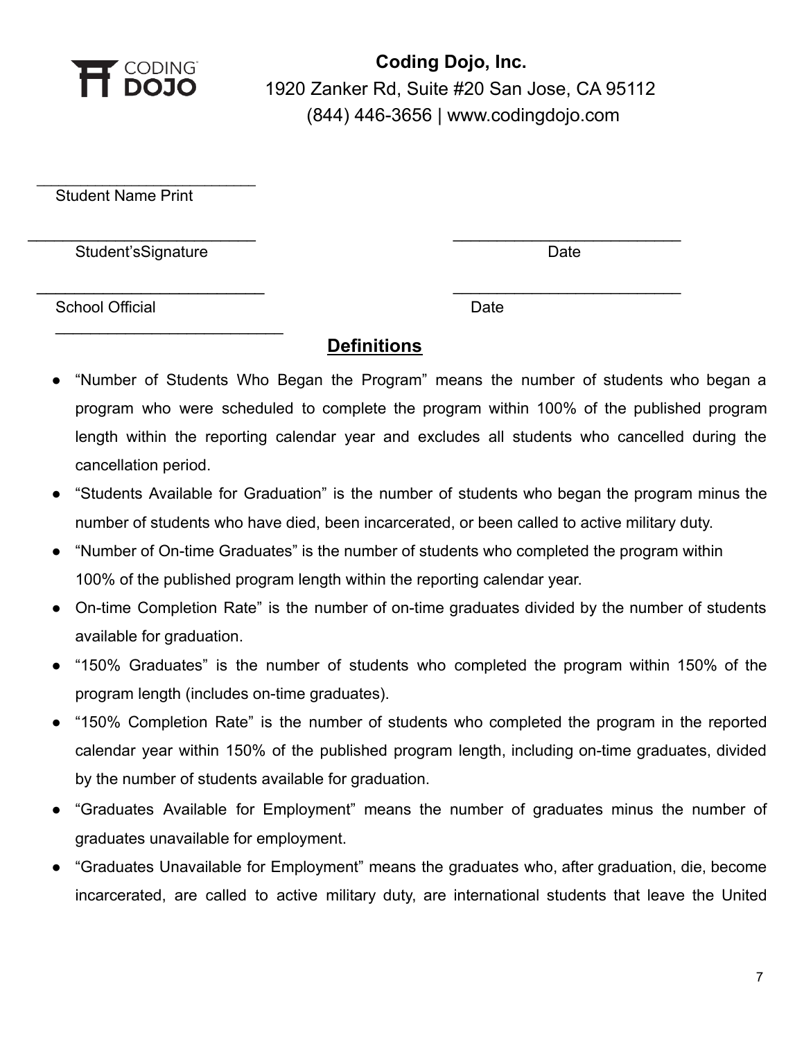**Coding Dojo, Inc.**
1920 Zanker Rd, Suite #20 San Jose, CA 95112
(844) 446-3656 | www.codingdojo.com

___________________________
Student Name Print

___________________________ ___________________________
Student'sSignature Date

___________________________ ___________________________
School Official Date

___________________________

## Definitions

- "Number of Students Who Began the Program" means the number of students who began a program who were scheduled to complete the program within 100% of the published program length within the reporting calendar year and excludes all students who cancelled during the cancellation period.
- "Students Available for Graduation" is the number of students who began the program minus the number of students who have died, been incarcerated, or been called to active military duty.
- "Number of On-time Graduates" is the number of students who completed the program within 100% of the published program length within the reporting calendar year.
- On-time Completion Rate" is the number of on-time graduates divided by the number of students available for graduation.
- "150% Graduates" is the number of students who completed the program within 150% of the program length (includes on-time graduates).
- "150% Completion Rate" is the number of students who completed the program in the reported calendar year within 150% of the published program length, including on-time graduates, divided by the number of students available for graduation.
- "Graduates Available for Employment" means the number of graduates minus the number of graduates unavailable for employment.
- "Graduates Unavailable for Employment" means the graduates who, after graduation, die, become incarcerated, are called to active military duty, are international students that leave the United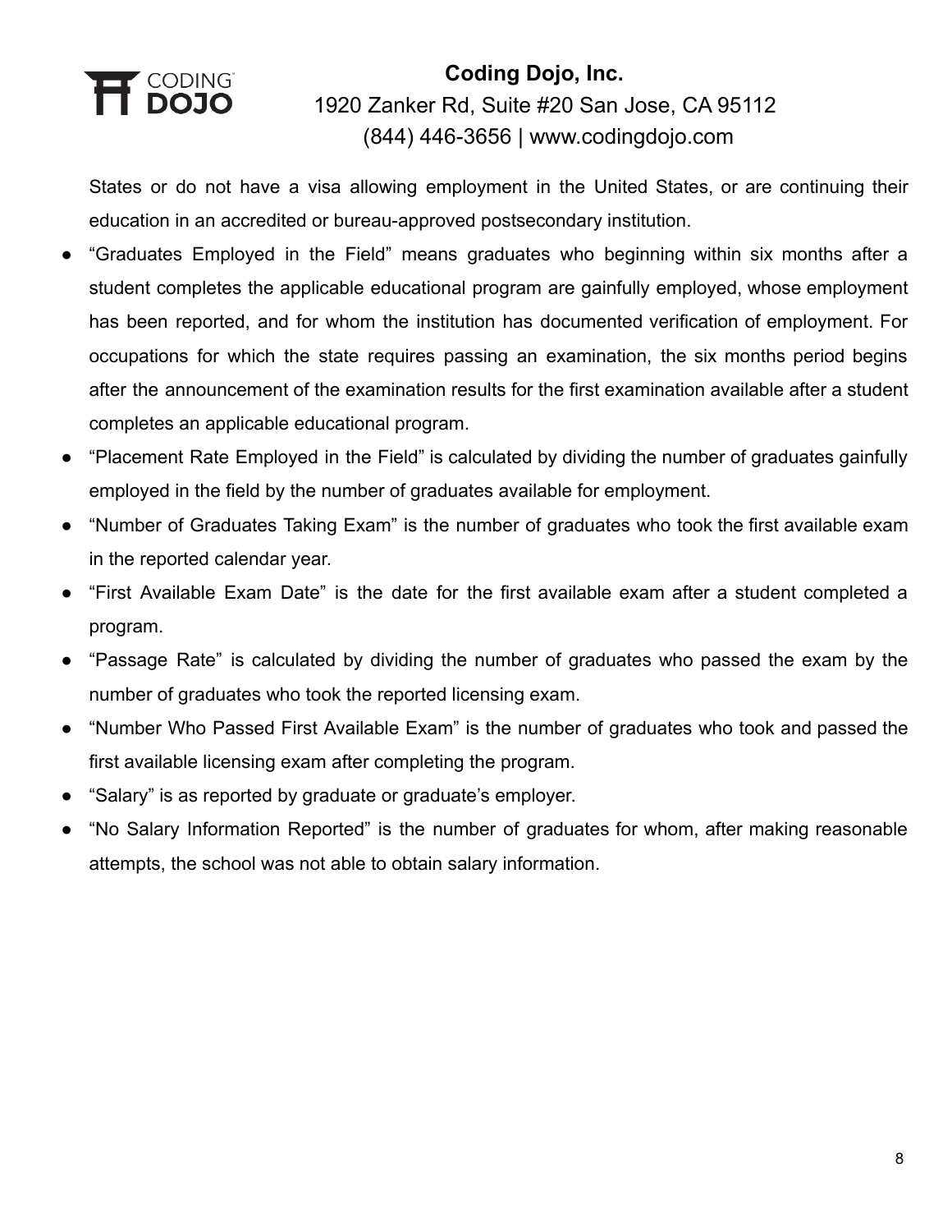States or do not have a visa allowing employment in the United States, or are continuing their education in an accredited or bureau-approved postsecondary institution.

- “Graduates Employed in the Field” means graduates who beginning within six months after a student completes the applicable educational program are gainfully employed, whose employment has been reported, and for whom the institution has documented verification of employment. For occupations for which the state requires passing an examination, the six months period begins after the announcement of the examination results for the first examination available after a student completes an applicable educational program.
- “Placement Rate Employed in the Field” is calculated by dividing the number of graduates gainfully employed in the field by the number of graduates available for employment.
- “Number of Graduates Taking Exam” is the number of graduates who took the first available exam in the reported calendar year.
- “First Available Exam Date” is the date for the first available exam after a student completed a program.
- “Passage Rate” is calculated by dividing the number of graduates who passed the exam by the number of graduates who took the reported licensing exam.
- “Number Who Passed First Available Exam” is the number of graduates who took and passed the first available licensing exam after completing the program.
- “Salary” is as reported by graduate or graduate’s employer.
- “No Salary Information Reported” is the number of graduates for whom, after making reasonable attempts, the school was not able to obtain salary information.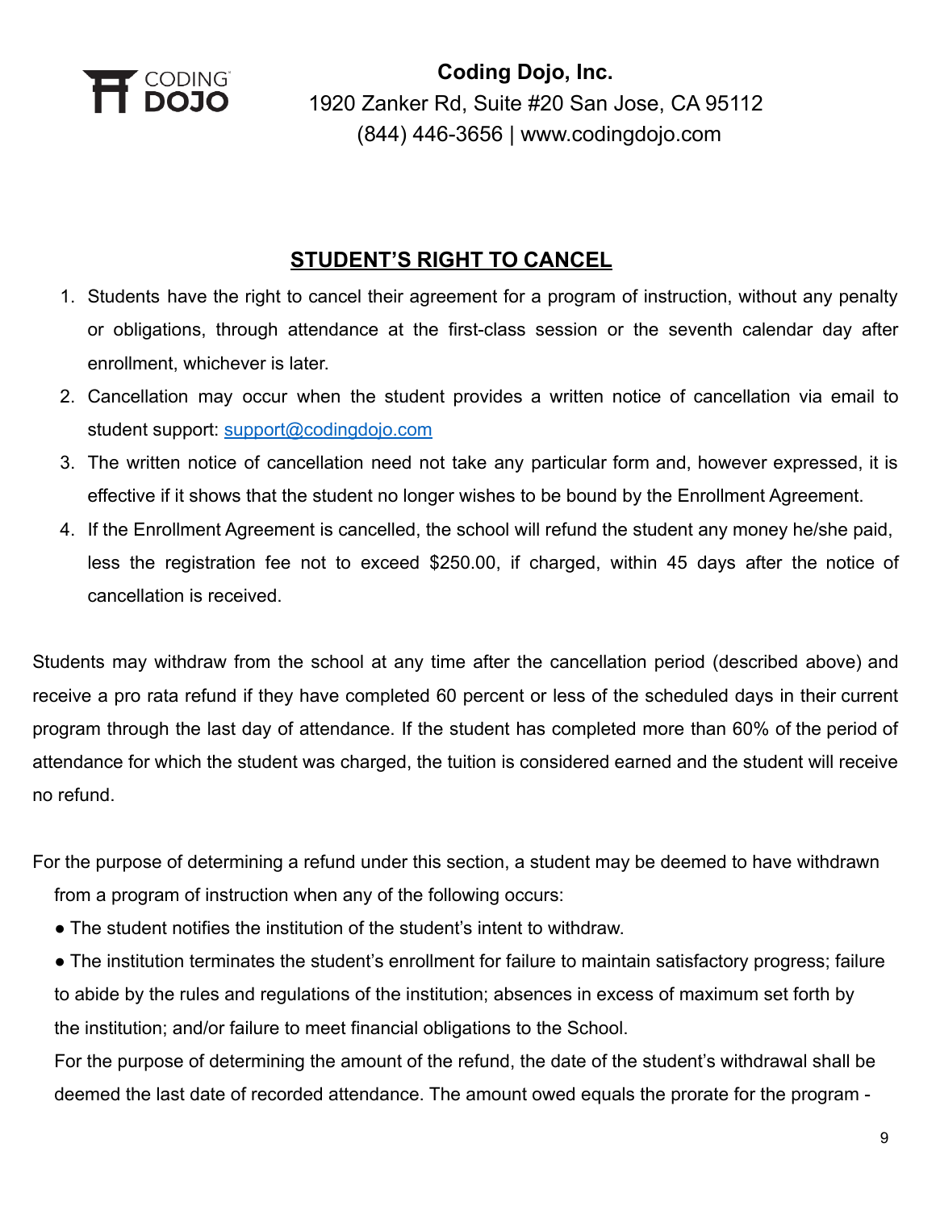**Coding Dojo, Inc.**
1920 Zanker Rd, Suite #20 San Jose, CA 95112
(844) 446-3656 | www.codingdojo.com

## STUDENT'S RIGHT TO CANCEL

1. Students have the right to cancel their agreement for a program of instruction, without any penalty or obligations, through attendance at the first-class session or the seventh calendar day after enrollment, whichever is later.
2. Cancellation may occur when the student provides a written notice of cancellation via email to student support: support@codingdojo.com
3. The written notice of cancellation need not take any particular form and, however expressed, it is effective if it shows that the student no longer wishes to be bound by the Enrollment Agreement.
4. If the Enrollment Agreement is cancelled, the school will refund the student any money he/she paid, less the registration fee not to exceed $250.00, if charged, within 45 days after the notice of cancellation is received.

Students may withdraw from the school at any time after the cancellation period (described above) and receive a pro rata refund if they have completed 60 percent or less of the scheduled days in their current program through the last day of attendance. If the student has completed more than 60% of the period of attendance for which the student was charged, the tuition is considered earned and the student will receive no refund.

For the purpose of determining a refund under this section, a student may be deemed to have withdrawn from a program of instruction when any of the following occurs:

- The student notifies the institution of the student's intent to withdraw.
- The institution terminates the student's enrollment for failure to maintain satisfactory progress; failure to abide by the rules and regulations of the institution; absences in excess of maximum set forth by the institution; and/or failure to meet financial obligations to the School.

For the purpose of determining the amount of the refund, the date of the student's withdrawal shall be deemed the last date of recorded attendance. The amount owed equals the prorate for the program -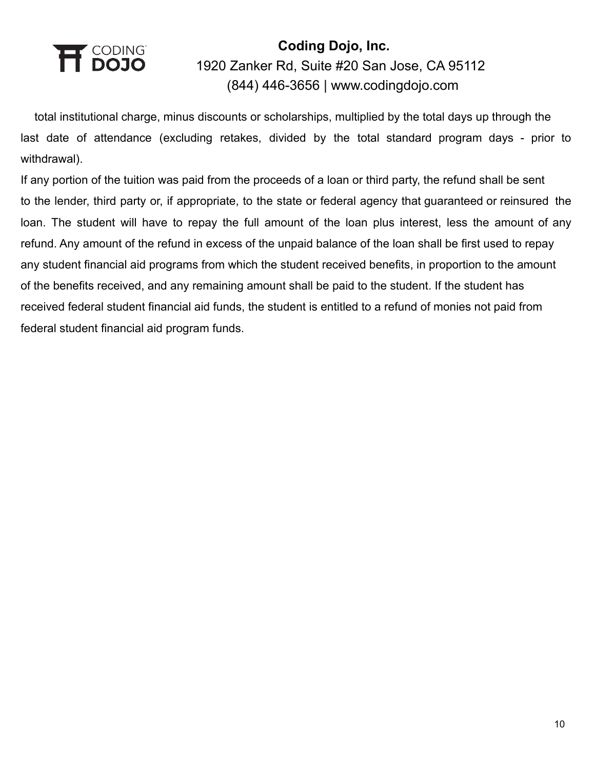total institutional charge, minus discounts or scholarships, multiplied by the total days up through the last date of attendance (excluding retakes, divided by the total standard program days - prior to withdrawal).

If any portion of the tuition was paid from the proceeds of a loan or third party, the refund shall be sent to the lender, third party or, if appropriate, to the state or federal agency that guaranteed or reinsured the loan. The student will have to repay the full amount of the loan plus interest, less the amount of any refund. Any amount of the refund in excess of the unpaid balance of the loan shall be first used to repay any student financial aid programs from which the student received benefits, in proportion to the amount of the benefits received, and any remaining amount shall be paid to the student. If the student has received federal student financial aid funds, the student is entitled to a refund of monies not paid from federal student financial aid program funds.